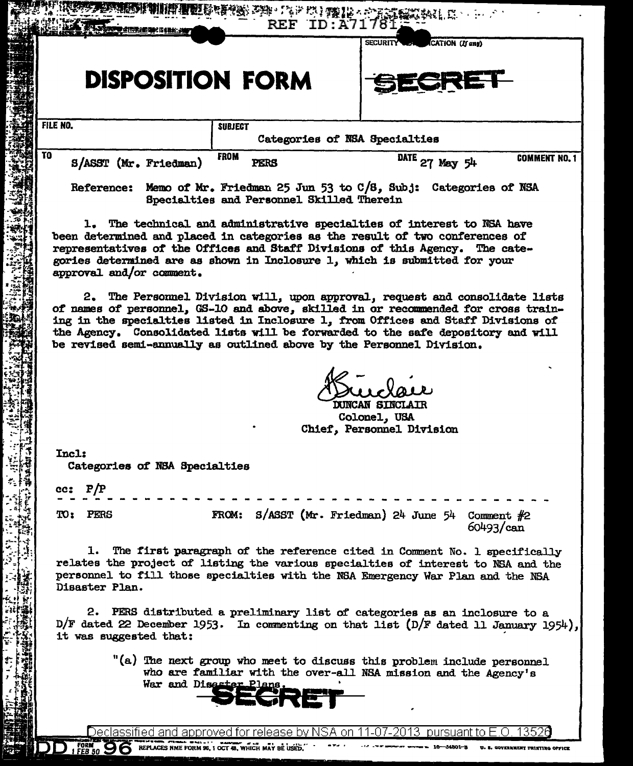REF ID:A71781

SECURITY CLASSIFICATION (If any)

# DISPOSITION FORM

**SECRET**

| FILE NO. | SUBJECT | | |
|---|---|---|---|
| | Categories of NSA Specialties | | |
| TO S/ASST (Mr. Friedman) | FROM PERS | DATE 27 May 54 | COMMENT NO. 1 |

Reference: Memo of Mr. Friedman 25 Jun 53 to C/S, Subj: Categories of NSA Specialties and Personnel Skilled Therein

1. The technical and administrative specialties of interest to NSA have been determined and placed in categories as the result of two conferences of representatives of the Offices and Staff Divisions of this Agency. The categories determined are as shown in Inclosure 1, which is submitted for your approval and/or comment.

2. The Personnel Division will, upon approval, request and consolidate lists of names of personnel, GS-10 and above, skilled in or recommended for cross training in the specialties listed in Inclosure 1, from Offices and Staff Divisions of the Agency. Consolidated lists will be forwarded to the safe depository and will be revised semi-annually as outlined above by the Personnel Division.

DUNCAN SINCLAIR
Colonel, USA
Chief, Personnel Division

Incl:
Categories of NSA Specialties

cc: P/P

---

TO: PERS FROM: S/ASST (Mr. Friedman) 24 June 54 Comment #2
60493/can

1. The first paragraph of the reference cited in Comment No. 1 specifically relates the project of listing the various specialties of interest to NSA and the personnel to fill those specialties with the NSA Emergency War Plan and the NSA Disaster Plan.

2. PERS distributed a preliminary list of categories as an inclosure to a D/F dated 22 December 1953. In commenting on that list (D/F dated 11 January 1954), it was suggested that:

"(a) The next group who meet to discuss this problem include personnel who are familiar with the over-all NSA mission and the Agency's War and Disaster Plans.

**SECRET**

Declassified and approved for release by NSA on 11-07-2013 pursuant to E.O. 13526

DD FORM 1 FEB 50 96 REPLACES NME FORM 96, 1 OCT 48, WHICH MAY BE USED.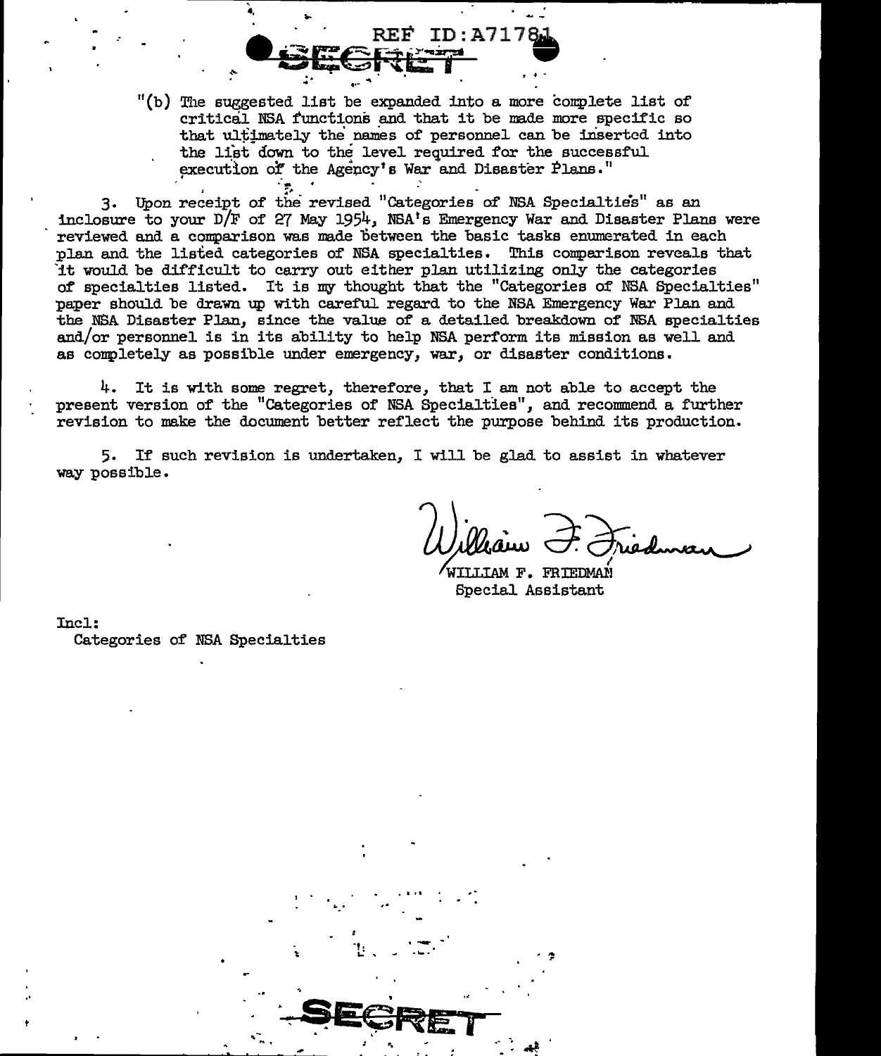"(b) The suggested list be expanded into a more complete list of critical NSA functions and that it be made more specific so that ultimately the names of personnel can be inserted into the list down to the level required for the successful execution of the Agency's War and Disaster Plans."

3. Upon receipt of the revised "Categories of NSA Specialties" as an inclosure to your D/F of 27 May 1954, NSA's Emergency War and Disaster Plans were reviewed and a comparison was made between the basic tasks enumerated in each plan and the listed categories of NSA specialties. This comparison reveals that it would be difficult to carry out either plan utilizing only the categories of specialties listed. It is my thought that the "Categories of NSA Specialties" paper should be drawn up with careful regard to the NSA Emergency War Plan and the NSA Disaster Plan, since the value of a detailed breakdown of NSA specialties and/or personnel is in its ability to help NSA perform its mission as well and as completely as possible under emergency, war, or disaster conditions.

4. It is with some regret, therefore, that I am not able to accept the present version of the "Categories of NSA Specialties", and recommend a further revision to make the document better reflect the purpose behind its production.

5. If such revision is undertaken, I will be glad to assist in whatever way possible.

William F. Friedman

WILLIAM F. FRIEDMAN
Special Assistant

Incl:
Categories of NSA Specialties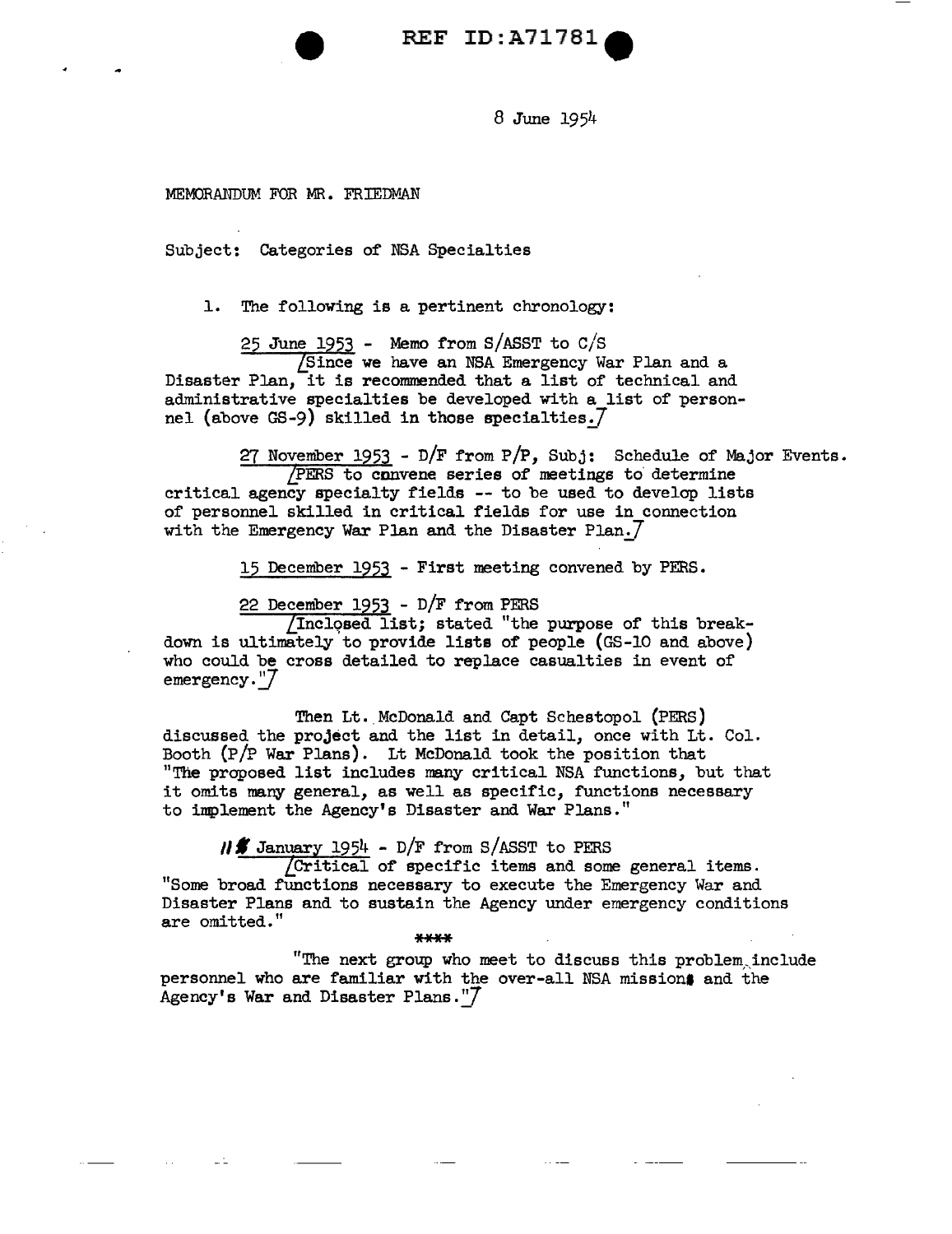REF ID:A71781

8 June 1954

MEMORANDUM FOR MR. FRIEDMAN

Subject: Categories of NSA Specialties

1. The following is a pertinent chronology:

25 June 1953 - Memo from S/ASST to C/S
[Since we have an NSA Emergency War Plan and a Disaster Plan, it is recommended that a list of technical and administrative specialties be developed with a list of personnel (above GS-9) skilled in those specialties.]

27 November 1953 - D/F from P/P, Subj: Schedule of Major Events.
[PERS to convene series of meetings to determine critical agency specialty fields -- to be used to develop lists of personnel skilled in critical fields for use in connection with the Emergency War Plan and the Disaster Plan.]

15 December 1953 - First meeting convened by PERS.

22 December 1953 - D/F from PERS
[Inclosed list; stated "the purpose of this breakdown is ultimately to provide lists of people (GS-10 and above) who could be cross detailed to replace casualties in event of emergency."]

Then Lt. McDonald and Capt Schestopol (PERS) discussed the project and the list in detail, once with Lt. Col. Booth (P/P War Plans). Lt McDonald took the position that "The proposed list includes many critical NSA functions, but that it omits many general, as well as specific, functions necessary to implement the Agency's Disaster and War Plans."

11 January 1954 - D/F from S/ASST to PERS
[Critical of specific items and some general items. "Some broad functions necessary to execute the Emergency War and Disaster Plans and to sustain the Agency under emergency conditions are omitted."

\*\*\*\*

"The next group who meet to discuss this problem include personnel who are familiar with the over-all NSA mission and the Agency's War and Disaster Plans."]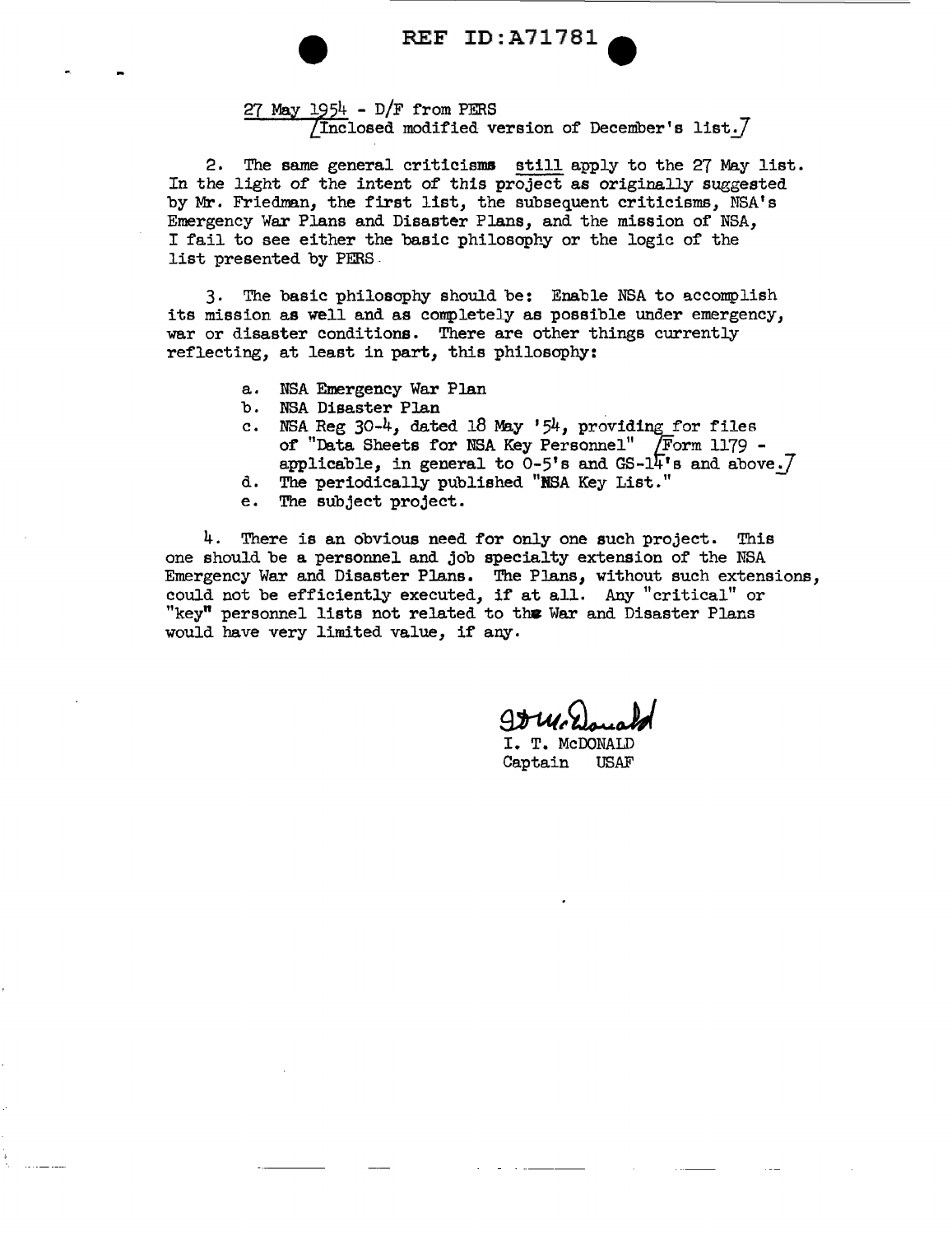REF ID:A71781

27 May 1954 - D/F from PERS
/Inclosed modified version of December's list./

2. The same general criticisms still apply to the 27 May list. In the light of the intent of this project as originally suggested by Mr. Friedman, the first list, the subsequent criticisms, NSA's Emergency War Plans and Disaster Plans, and the mission of NSA, I fail to see either the basic philosophy or the logic of the list presented by PERS.

3. The basic philosophy should be: Enable NSA to accomplish its mission as well and as completely as possible under emergency, war or disaster conditions. There are other things currently reflecting, at least in part, this philosophy:

a. NSA Emergency War Plan
b. NSA Disaster Plan
c. NSA Reg 30-4, dated 18 May '54, providing for files of "Data Sheets for NSA Key Personnel" /Form 1179 - applicable, in general to 0-5's and GS-14's and above./
d. The periodically published "NSA Key List."
e. The subject project.

4. There is an obvious need for only one such project. This one should be a personnel and job specialty extension of the NSA Emergency War and Disaster Plans. The Plans, without such extensions, could not be efficiently executed, if at all. Any "critical" or "key" personnel lists not related to the War and Disaster Plans would have very limited value, if any.

I. T. McDonald

I. T. McDONALD
Captain USAF